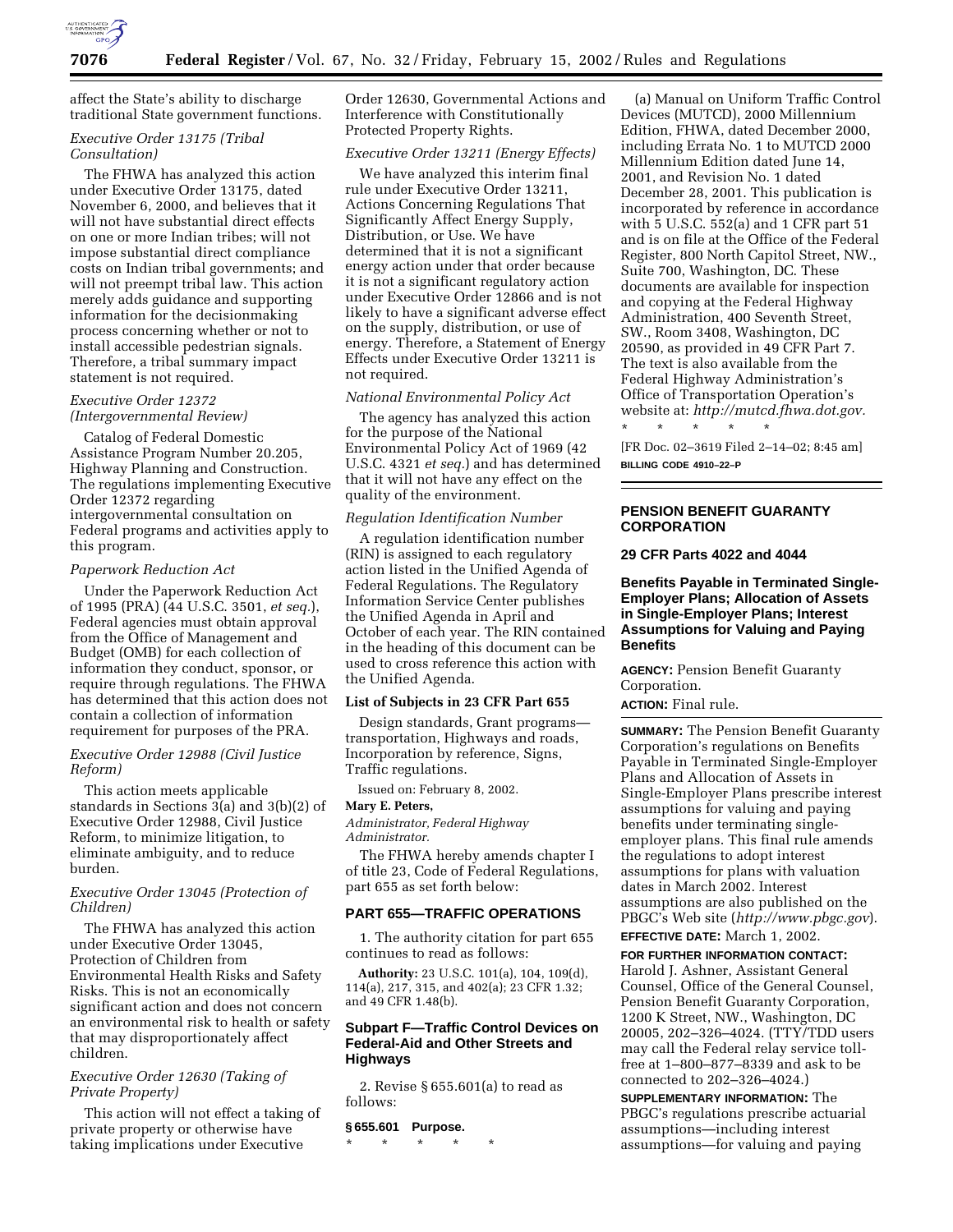affect the State's ability to discharge traditional State government functions.

*Executive Order 13175 (Tribal Consultation)*

The FHWA has analyzed this action under Executive Order 13175, dated November 6, 2000, and believes that it will not have substantial direct effects on one or more Indian tribes; will not impose substantial direct compliance costs on Indian tribal governments; and will not preempt tribal law. This action merely adds guidance and supporting information for the decisionmaking process concerning whether or not to install accessible pedestrian signals. Therefore, a tribal summary impact statement is not required.

*Executive Order 12372 (Intergovernmental Review)*

Catalog of Federal Domestic Assistance Program Number 20.205, Highway Planning and Construction. The regulations implementing Executive Order 12372 regarding intergovernmental consultation on Federal programs and activities apply to this program.

*Paperwork Reduction Act*

Under the Paperwork Reduction Act of 1995 (PRA) (44 U.S.C. 3501, *et seq.*), Federal agencies must obtain approval from the Office of Management and Budget (OMB) for each collection of information they conduct, sponsor, or require through regulations. The FHWA has determined that this action does not contain a collection of information requirement for purposes of the PRA.

*Executive Order 12988 (Civil Justice Reform)*

This action meets applicable standards in Sections 3(a) and 3(b)(2) of Executive Order 12988, Civil Justice Reform, to minimize litigation, to eliminate ambiguity, and to reduce burden.

*Executive Order 13045 (Protection of Children)*

The FHWA has analyzed this action under Executive Order 13045, Protection of Children from Environmental Health Risks and Safety Risks. This is not an economically significant action and does not concern an environmental risk to health or safety that may disproportionately affect children.

*Executive Order 12630 (Taking of Private Property)*

This action will not effect a taking of private property or otherwise have taking implications under Executive Order 12630, Governmental Actions and Interference with Constitutionally Protected Property Rights.

*Executive Order 13211 (Energy Effects)*

We have analyzed this interim final rule under Executive Order 13211, Actions Concerning Regulations That Significantly Affect Energy Supply, Distribution, or Use. We have determined that it is not a significant energy action under that order because it is not a significant regulatory action under Executive Order 12866 and is not likely to have a significant adverse effect on the supply, distribution, or use of energy. Therefore, a Statement of Energy Effects under Executive Order 13211 is not required.

*National Environmental Policy Act*

The agency has analyzed this action for the purpose of the National Environmental Policy Act of 1969 (42 U.S.C. 4321 *et seq.*) and has determined that it will not have any effect on the quality of the environment.

*Regulation Identification Number*

A regulation identification number (RIN) is assigned to each regulatory action listed in the Unified Agenda of Federal Regulations. The Regulatory Information Service Center publishes the Unified Agenda in April and October of each year. The RIN contained in the heading of this document can be used to cross reference this action with the Unified Agenda.

**List of Subjects in 23 CFR Part 655**

Design standards, Grant programs—transportation, Highways and roads, Incorporation by reference, Signs, Traffic regulations.

Issued on: February 8, 2002.

**Mary E. Peters,**

*Administrator, Federal Highway Administrator.*

The FHWA hereby amends chapter I of title 23, Code of Federal Regulations, part 655 as set forth below:

## PART 655—TRAFFIC OPERATIONS

1. The authority citation for part 655 continues to read as follows:

**Authority:** 23 U.S.C. 101(a), 104, 109(d), 114(a), 217, 315, and 402(a); 23 CFR 1.32; and 49 CFR 1.48(b).

### Subpart F—Traffic Control Devices on Federal-Aid and Other Streets and Highways

2. Revise § 655.601(a) to read as follows:

**§ 655.601 Purpose.**

\* \* \* \* \*

(a) Manual on Uniform Traffic Control Devices (MUTCD), 2000 Millennium Edition, FHWA, dated December 2000, including Errata No. 1 to MUTCD 2000 Millennium Edition dated June 14, 2001, and Revision No. 1 dated December 28, 2001. This publication is incorporated by reference in accordance with 5 U.S.C. 552(a) and 1 CFR part 51 and is on file at the Office of the Federal Register, 800 North Capitol Street, NW., Suite 700, Washington, DC. These documents are available for inspection and copying at the Federal Highway Administration, 400 Seventh Street, SW., Room 3408, Washington, DC 20590, as provided in 49 CFR Part 7. The text is also available from the Federal Highway Administration's Office of Transportation Operation's website at: *http://mutcd.fhwa.dot.gov.*

\* \* \* \* \*

[FR Doc. 02–3619 Filed 2–14–02; 8:45 am]

**BILLING CODE 4910–22–P**

## PENSION BENEFIT GUARANTY CORPORATION

### 29 CFR Parts 4022 and 4044

### Benefits Payable in Terminated Single-Employer Plans; Allocation of Assets in Single-Employer Plans; Interest Assumptions for Valuing and Paying Benefits

**AGENCY:** Pension Benefit Guaranty Corporation.

**ACTION:** Final rule.

**SUMMARY:** The Pension Benefit Guaranty Corporation's regulations on Benefits Payable in Terminated Single-Employer Plans and Allocation of Assets in Single-Employer Plans prescribe interest assumptions for valuing and paying benefits under terminating single-employer plans. This final rule amends the regulations to adopt interest assumptions for plans with valuation dates in March 2002. Interest assumptions are also published on the PBGC's Web site (*http://www.pbgc.gov*).

**EFFECTIVE DATE:** March 1, 2002.

**FOR FURTHER INFORMATION CONTACT:** Harold J. Ashner, Assistant General Counsel, Office of the General Counsel, Pension Benefit Guaranty Corporation, 1200 K Street, NW., Washington, DC 20005, 202–326–4024. (TTY/TDD users may call the Federal relay service toll-free at 1–800–877–8339 and ask to be connected to 202–326–4024.)

**SUPPLEMENTARY INFORMATION:** The PBGC's regulations prescribe actuarial assumptions—including interest assumptions—for valuing and paying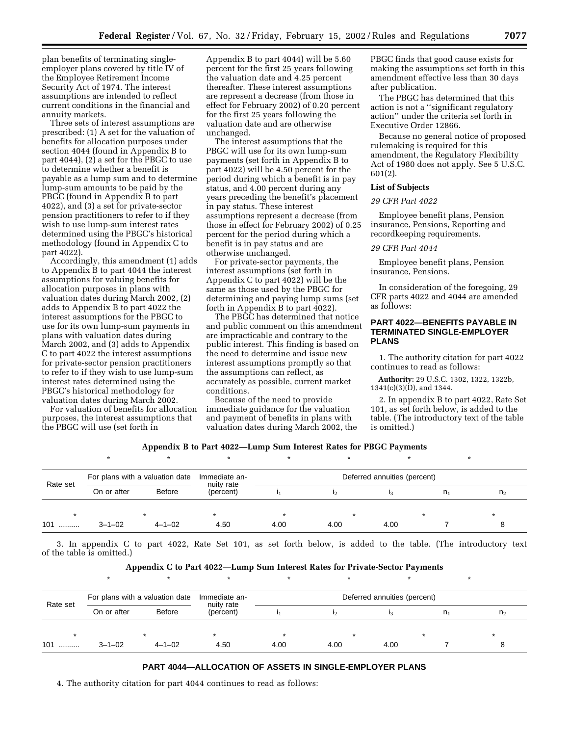plan benefits of terminating single-employer plans covered by title IV of the Employee Retirement Income Security Act of 1974. The interest assumptions are intended to reflect current conditions in the financial and annuity markets.

Three sets of interest assumptions are prescribed: (1) A set for the valuation of benefits for allocation purposes under section 4044 (found in Appendix B to part 4044), (2) a set for the PBGC to use to determine whether a benefit is payable as a lump sum and to determine lump-sum amounts to be paid by the PBGC (found in Appendix B to part 4022), and (3) a set for private-sector pension practitioners to refer to if they wish to use lump-sum interest rates determined using the PBGC's historical methodology (found in Appendix C to part 4022).

Accordingly, this amendment (1) adds to Appendix B to part 4044 the interest assumptions for valuing benefits for allocation purposes in plans with valuation dates during March 2002, (2) adds to Appendix B to part 4022 the interest assumptions for the PBGC to use for its own lump-sum payments in plans with valuation dates during March 2002, and (3) adds to Appendix C to part 4022 the interest assumptions for private-sector pension practitioners to refer to if they wish to use lump-sum interest rates determined using the PBGC's historical methodology for valuation dates during March 2002.

For valuation of benefits for allocation purposes, the interest assumptions that the PBGC will use (set forth in Appendix B to part 4044) will be 5.60 percent for the first 25 years following the valuation date and 4.25 percent thereafter. These interest assumptions are represent a decrease (from those in effect for February 2002) of 0.20 percent for the first 25 years following the valuation date and are otherwise unchanged.

The interest assumptions that the PBGC will use for its own lump-sum payments (set forth in Appendix B to part 4022) will be 4.50 percent for the period during which a benefit is in pay status, and 4.00 percent during any years preceding the benefit's placement in pay status. These interest assumptions represent a decrease (from those in effect for February 2002) of 0.25 percent for the period during which a benefit is in pay status and are otherwise unchanged.

For private-sector payments, the interest assumptions (set forth in Appendix C to part 4022) will be the same as those used by the PBGC for determining and paying lump sums (set forth in Appendix B to part 4022).

The PBGC has determined that notice and public comment on this amendment are impracticable and contrary to the public interest. This finding is based on the need to determine and issue new interest assumptions promptly so that the assumptions can reflect, as accurately as possible, current market conditions.

Because of the need to provide immediate guidance for the valuation and payment of benefits in plans with valuation dates during March 2002, the PBGC finds that good cause exists for making the assumptions set forth in this amendment effective less than 30 days after publication.

The PBGC has determined that this action is not a "significant regulatory action" under the criteria set forth in Executive Order 12866.

Because no general notice of proposed rulemaking is required for this amendment, the Regulatory Flexibility Act of 1980 does not apply. See 5 U.S.C. 601(2).

**List of Subjects**

*29 CFR Part 4022*

Employee benefit plans, Pension insurance, Pensions, Reporting and recordkeeping requirements.

*29 CFR Part 4044*

Employee benefit plans, Pension insurance, Pensions.

In consideration of the foregoing, 29 CFR parts 4022 and 4044 are amended as follows:

## PART 4022—BENEFITS PAYABLE IN TERMINATED SINGLE-EMPLOYER PLANS

1. The authority citation for part 4022 continues to read as follows:

**Authority:** 29 U.S.C. 1302, 1322, 1322b, 1341(c)(3)(D), and 1344.

2. In appendix B to part 4022, Rate Set 101, as set forth below, is added to the table. (The introductory text of the table is omitted.)

**Appendix B to Part 4022—Lump Sum Interest Rates for PBGC Payments**

\* \* \* \* \* \* \*

| Rate set | For plans with a valuation date | | Immediate annuity rate (percent) | Deferred annuities (percent) | | | | |
|---|---|---|---|---|---|---|---|---|
| | On or after | Before | | $i_1$ | $i_2$ | $i_3$ | $n_1$ | $n_2$ |
| \* | \* | | \* | \* | \* | | \* | \* |
| 101 .......... | 3–1–02 | 4–1–02 | 4.50 | 4.00 | 4.00 | 4.00 | 7 | 8 |

3. In appendix C to part 4022, Rate Set 101, as set forth below, is added to the table. (The introductory text of the table is omitted.)

**Appendix C to Part 4022—Lump Sum Interest Rates for Private-Sector Payments**

\* \* \* \* \* \* \*

| Rate set | For plans with a valuation date | | Immediate annuity rate (percent) | Deferred annuities (percent) | | | | |
|---|---|---|---|---|---|---|---|---|
| | On or after | Before | | $i_1$ | $i_2$ | $i_3$ | $n_1$ | $n_2$ |
| \* | \* | | \* | \* | \* | | \* | \* |
| 101 .......... | 3–1–02 | 4–1–02 | 4.50 | 4.00 | 4.00 | 4.00 | 7 | 8 |

## PART 4044—ALLOCATION OF ASSETS IN SINGLE-EMPLOYER PLANS

4. The authority citation for part 4044 continues to read as follows: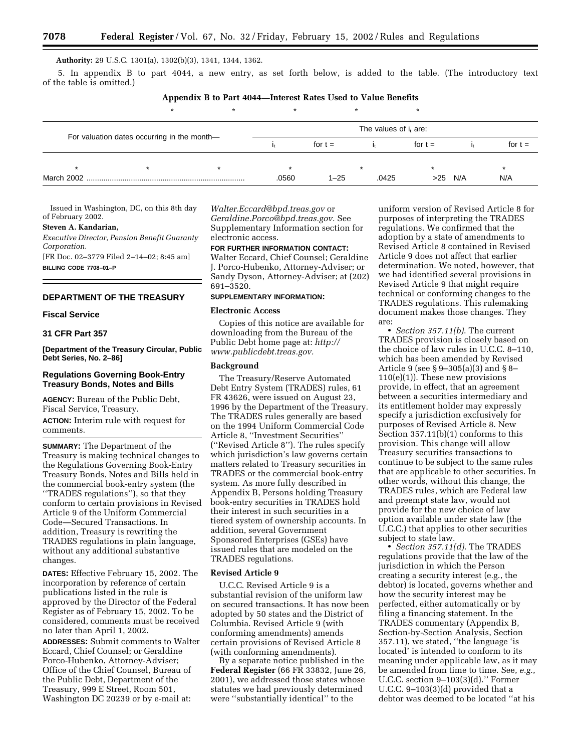**Authority:** 29 U.S.C. 1301(a), 1302(b)(3), 1341, 1344, 1362.

5. In appendix B to part 4044, a new entry, as set forth below, is added to the table. (The introductory text of the table is omitted.)

**Appendix B to Part 4044—Interest Rates Used to Value Benefits**

\* \* \* \* \*

| For valuation dates occurring in the month— | The values of $i_t$ are: | | | | | |
|---|---|---|---|---|---|---|
| | $i_t$ | for t = | $i_t$ | for t = | $i_t$ | for t = |
| \* \* \* | \* | | \* | | \* | \* |
| March 2002 | .0560 | 1–25 | .0425 | >25 | N/A | N/A |

Issued in Washington, DC, on this 8th day of February 2002.

**Steven A. Kandarian,**

*Executive Director, Pension Benefit Guaranty Corporation.*

[FR Doc. 02–3779 Filed 2–14–02; 8:45 am]

**BILLING CODE 7708–01–P**

## DEPARTMENT OF THE TREASURY

### Fiscal Service

### 31 CFR Part 357

**[Department of the Treasury Circular, Public Debt Series, No. 2–86]**

### Regulations Governing Book-Entry Treasury Bonds, Notes and Bills

**AGENCY:** Bureau of the Public Debt, Fiscal Service, Treasury.

**ACTION:** Interim rule with request for comments.

**SUMMARY:** The Department of the Treasury is making technical changes to the Regulations Governing Book-Entry Treasury Bonds, Notes and Bills held in the commercial book-entry system (the ''TRADES regulations''), so that they conform to certain provisions in Revised Article 9 of the Uniform Commercial Code—Secured Transactions. In addition, Treasury is rewriting the TRADES regulations in plain language, without any additional substantive changes.

**DATES:** Effective February 15, 2002. The incorporation by reference of certain publications listed in the rule is approved by the Director of the Federal Register as of February 15, 2002. To be considered, comments must be received no later than April 1, 2002.

**ADDRESSES:** Submit comments to Walter Eccard, Chief Counsel; or Geraldine Porco-Hubenko, Attorney-Adviser; Office of the Chief Counsel, Bureau of the Public Debt, Department of the Treasury, 999 E Street, Room 501, Washington DC 20239 or by e-mail at: *Walter.Eccard@bpd.treas.gov* or *Geraldine.Porco@bpd.treas.gov.* See Supplementary Information section for electronic access.

**FOR FURTHER INFORMATION CONTACT:** Walter Eccard, Chief Counsel; Geraldine J. Porco-Hubenko, Attorney-Adviser; or Sandy Dyson, Attorney-Adviser; at (202) 691–3520.

**SUPPLEMENTARY INFORMATION:**

#### Electronic Access

Copies of this notice are available for downloading from the Bureau of the Public Debt home page at: *http://www.publicdebt.treas.gov.*

#### Background

The Treasury/Reserve Automated Debt Entry System (TRADES) rules, 61 FR 43626, were issued on August 23, 1996 by the Department of the Treasury. The TRADES rules generally are based on the 1994 Uniform Commercial Code Article 8, ''Investment Securities'' (''Revised Article 8''). The rules specify which jurisdiction's law governs certain matters related to Treasury securities in TRADES or the commercial book-entry system. As more fully described in Appendix B, Persons holding Treasury book-entry securities in TRADES hold their interest in such securities in a tiered system of ownership accounts. In addition, several Government Sponsored Enterprises (GSEs) have issued rules that are modeled on the TRADES regulations.

#### Revised Article 9

U.C.C. Revised Article 9 is a substantial revision of the uniform law on secured transactions. It has now been adopted by 50 states and the District of Columbia. Revised Article 9 (with conforming amendments) amends certain provisions of Revised Article 8 (with conforming amendments).

By a separate notice published in the **Federal Register** (66 FR 33832, June 26, 2001), we addressed those states whose statutes we had previously determined were ''substantially identical'' to the uniform version of Revised Article 8 for purposes of interpreting the TRADES regulations. We confirmed that the adoption by a state of amendments to Revised Article 8 contained in Revised Article 9 does not affect that earlier determination. We noted, however, that we had identified several provisions in Revised Article 9 that might require technical or conforming changes to the TRADES regulations. This rulemaking document makes those changes. They are:

- *Section 357.11(b).* The current TRADES provision is closely based on the choice of law rules in U.C.C. 8–110, which has been amended by Revised Article 9 (see § 9–305(a)(3) and § 8–110(e)(1)). These new provisions provide, in effect, that an agreement between a securities intermediary and its entitlement holder may expressly specify a jurisdiction exclusively for purposes of Revised Article 8. New Section 357.11(b)(1) conforms to this provision. This change will allow Treasury securities transactions to continue to be subject to the same rules that are applicable to other securities. In other words, without this change, the TRADES rules, which are Federal law and preempt state law, would not provide for the new choice of law option available under state law (the U.C.C.) that applies to other securities subject to state law.
- *Section 357.11(d).* The TRADES regulations provide that the law of the jurisdiction in which the Person creating a security interest (e.g., the debtor) is located, governs whether and how the security interest may be perfected, either automatically or by filing a financing statement. In the TRADES commentary (Appendix B, Section-by-Section Analysis, Section 357.11), we stated, ''the language 'is located' is intended to conform to its meaning under applicable law, as it may be amended from time to time. See, *e.g.*, U.C.C. section 9–103(3)(d).'' Former U.C.C. 9–103(3)(d) provided that a debtor was deemed to be located ''at his